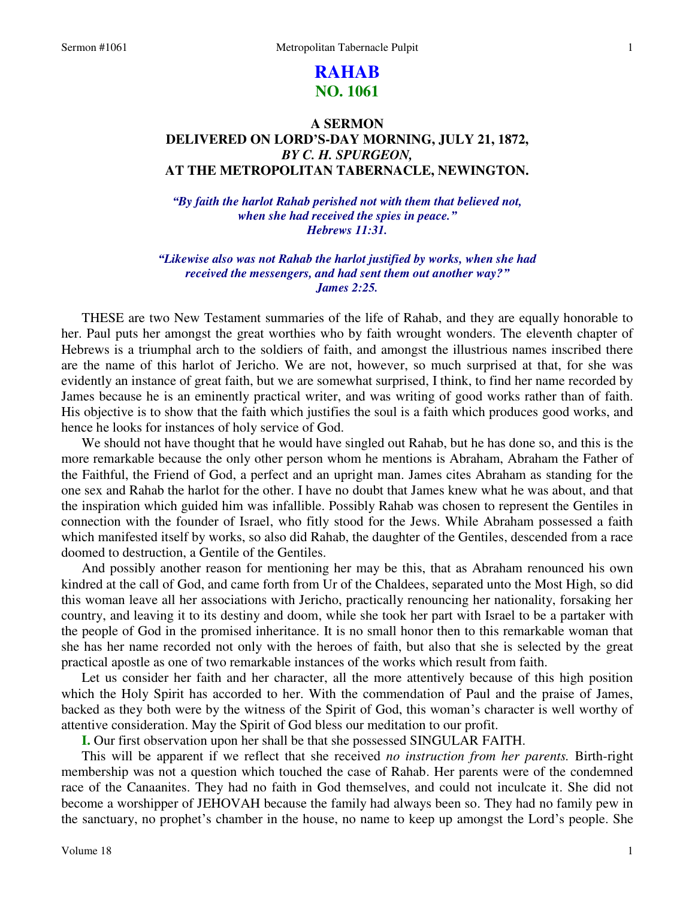# RAHAB
## NO. 1061

### A SERMON
### DELIVERED ON LORD'S-DAY MORNING, JULY 21, 1872,
### *BY C. H. SPURGEON,*
### AT THE METROPOLITAN TABERNACLE, NEWINGTON.

***"By faith the harlot Rahab perished not with them that believed not, when she had received the spies in peace." Hebrews 11:31.***

***"Likewise also was not Rahab the harlot justified by works, when she had received the messengers, and had sent them out another way?" James 2:25.***

THESE are two New Testament summaries of the life of Rahab, and they are equally honorable to her. Paul puts her amongst the great worthies who by faith wrought wonders. The eleventh chapter of Hebrews is a triumphal arch to the soldiers of faith, and amongst the illustrious names inscribed there are the name of this harlot of Jericho. We are not, however, so much surprised at that, for she was evidently an instance of great faith, but we are somewhat surprised, I think, to find her name recorded by James because he is an eminently practical writer, and was writing of good works rather than of faith. His objective is to show that the faith which justifies the soul is a faith which produces good works, and hence he looks for instances of holy service of God.

We should not have thought that he would have singled out Rahab, but he has done so, and this is the more remarkable because the only other person whom he mentions is Abraham, Abraham the Father of the Faithful, the Friend of God, a perfect and an upright man. James cites Abraham as standing for the one sex and Rahab the harlot for the other. I have no doubt that James knew what he was about, and that the inspiration which guided him was infallible. Possibly Rahab was chosen to represent the Gentiles in connection with the founder of Israel, who fitly stood for the Jews. While Abraham possessed a faith which manifested itself by works, so also did Rahab, the daughter of the Gentiles, descended from a race doomed to destruction, a Gentile of the Gentiles.

And possibly another reason for mentioning her may be this, that as Abraham renounced his own kindred at the call of God, and came forth from Ur of the Chaldees, separated unto the Most High, so did this woman leave all her associations with Jericho, practically renouncing her nationality, forsaking her country, and leaving it to its destiny and doom, while she took her part with Israel to be a partaker with the people of God in the promised inheritance. It is no small honor then to this remarkable woman that she has her name recorded not only with the heroes of faith, but also that she is selected by the great practical apostle as one of two remarkable instances of the works which result from faith.

Let us consider her faith and her character, all the more attentively because of this high position which the Holy Spirit has accorded to her. With the commendation of Paul and the praise of James, backed as they both were by the witness of the Spirit of God, this woman's character is well worthy of attentive consideration. May the Spirit of God bless our meditation to our profit.

**I.** Our first observation upon her shall be that she possessed SINGULAR FAITH.

This will be apparent if we reflect that she received *no instruction from her parents.* Birth-right membership was not a question which touched the case of Rahab. Her parents were of the condemned race of the Canaanites. They had no faith in God themselves, and could not inculcate it. She did not become a worshipper of JEHOVAH because the family had always been so. They had no family pew in the sanctuary, no prophet's chamber in the house, no name to keep up amongst the Lord's people. She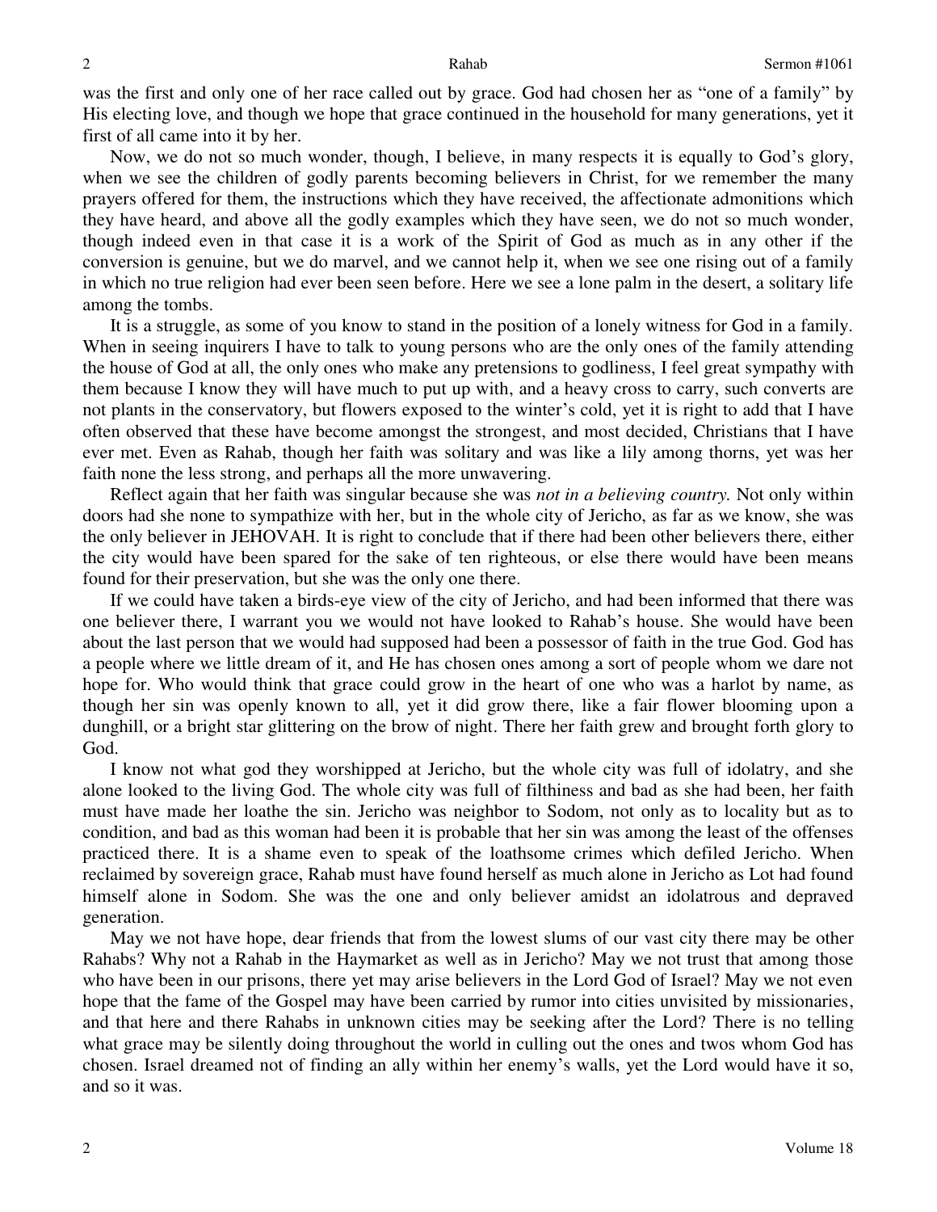was the first and only one of her race called out by grace. God had chosen her as "one of a family" by His electing love, and though we hope that grace continued in the household for many generations, yet it first of all came into it by her.

Now, we do not so much wonder, though, I believe, in many respects it is equally to God's glory, when we see the children of godly parents becoming believers in Christ, for we remember the many prayers offered for them, the instructions which they have received, the affectionate admonitions which they have heard, and above all the godly examples which they have seen, we do not so much wonder, though indeed even in that case it is a work of the Spirit of God as much as in any other if the conversion is genuine, but we do marvel, and we cannot help it, when we see one rising out of a family in which no true religion had ever been seen before. Here we see a lone palm in the desert, a solitary life among the tombs.

It is a struggle, as some of you know to stand in the position of a lonely witness for God in a family. When in seeing inquirers I have to talk to young persons who are the only ones of the family attending the house of God at all, the only ones who make any pretensions to godliness, I feel great sympathy with them because I know they will have much to put up with, and a heavy cross to carry, such converts are not plants in the conservatory, but flowers exposed to the winter's cold, yet it is right to add that I have often observed that these have become amongst the strongest, and most decided, Christians that I have ever met. Even as Rahab, though her faith was solitary and was like a lily among thorns, yet was her faith none the less strong, and perhaps all the more unwavering.

Reflect again that her faith was singular because she was *not in a believing country.* Not only within doors had she none to sympathize with her, but in the whole city of Jericho, as far as we know, she was the only believer in JEHOVAH. It is right to conclude that if there had been other believers there, either the city would have been spared for the sake of ten righteous, or else there would have been means found for their preservation, but she was the only one there.

If we could have taken a birds-eye view of the city of Jericho, and had been informed that there was one believer there, I warrant you we would not have looked to Rahab's house. She would have been about the last person that we would had supposed had been a possessor of faith in the true God. God has a people where we little dream of it, and He has chosen ones among a sort of people whom we dare not hope for. Who would think that grace could grow in the heart of one who was a harlot by name, as though her sin was openly known to all, yet it did grow there, like a fair flower blooming upon a dunghill, or a bright star glittering on the brow of night. There her faith grew and brought forth glory to God.

I know not what god they worshipped at Jericho, but the whole city was full of idolatry, and she alone looked to the living God. The whole city was full of filthiness and bad as she had been, her faith must have made her loathe the sin. Jericho was neighbor to Sodom, not only as to locality but as to condition, and bad as this woman had been it is probable that her sin was among the least of the offenses practiced there. It is a shame even to speak of the loathsome crimes which defiled Jericho. When reclaimed by sovereign grace, Rahab must have found herself as much alone in Jericho as Lot had found himself alone in Sodom. She was the one and only believer amidst an idolatrous and depraved generation.

May we not have hope, dear friends that from the lowest slums of our vast city there may be other Rahabs? Why not a Rahab in the Haymarket as well as in Jericho? May we not trust that among those who have been in our prisons, there yet may arise believers in the Lord God of Israel? May we not even hope that the fame of the Gospel may have been carried by rumor into cities unvisited by missionaries, and that here and there Rahabs in unknown cities may be seeking after the Lord? There is no telling what grace may be silently doing throughout the world in culling out the ones and twos whom God has chosen. Israel dreamed not of finding an ally within her enemy's walls, yet the Lord would have it so, and so it was.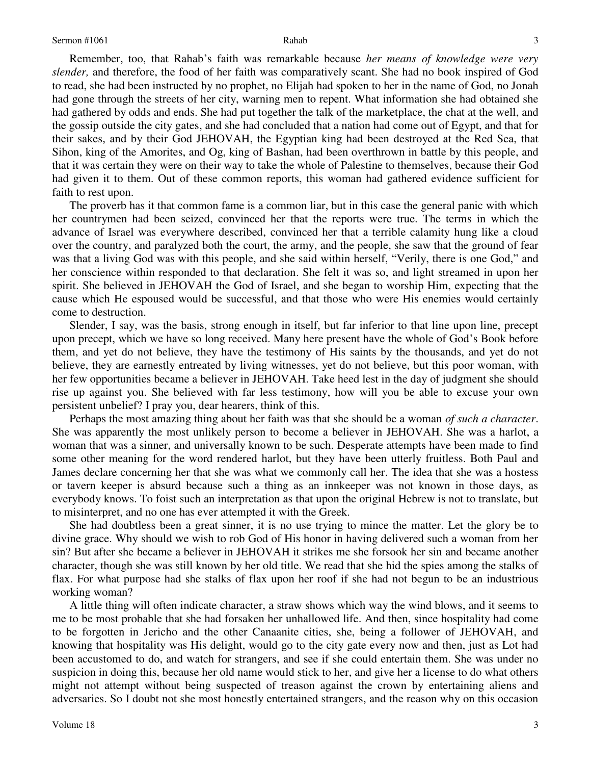Remember, too, that Rahab's faith was remarkable because *her means of knowledge were very slender,* and therefore, the food of her faith was comparatively scant. She had no book inspired of God to read, she had been instructed by no prophet, no Elijah had spoken to her in the name of God, no Jonah had gone through the streets of her city, warning men to repent. What information she had obtained she had gathered by odds and ends. She had put together the talk of the marketplace, the chat at the well, and the gossip outside the city gates, and she had concluded that a nation had come out of Egypt, and that for their sakes, and by their God JEHOVAH, the Egyptian king had been destroyed at the Red Sea, that Sihon, king of the Amorites, and Og, king of Bashan, had been overthrown in battle by this people, and that it was certain they were on their way to take the whole of Palestine to themselves, because their God had given it to them. Out of these common reports, this woman had gathered evidence sufficient for faith to rest upon.

The proverb has it that common fame is a common liar, but in this case the general panic with which her countrymen had been seized, convinced her that the reports were true. The terms in which the advance of Israel was everywhere described, convinced her that a terrible calamity hung like a cloud over the country, and paralyzed both the court, the army, and the people, she saw that the ground of fear was that a living God was with this people, and she said within herself, "Verily, there is one God," and her conscience within responded to that declaration. She felt it was so, and light streamed in upon her spirit. She believed in JEHOVAH the God of Israel, and she began to worship Him, expecting that the cause which He espoused would be successful, and that those who were His enemies would certainly come to destruction.

Slender, I say, was the basis, strong enough in itself, but far inferior to that line upon line, precept upon precept, which we have so long received. Many here present have the whole of God's Book before them, and yet do not believe, they have the testimony of His saints by the thousands, and yet do not believe, they are earnestly entreated by living witnesses, yet do not believe, but this poor woman, with her few opportunities became a believer in JEHOVAH. Take heed lest in the day of judgment she should rise up against you. She believed with far less testimony, how will you be able to excuse your own persistent unbelief? I pray you, dear hearers, think of this.

Perhaps the most amazing thing about her faith was that she should be a woman *of such a character*. She was apparently the most unlikely person to become a believer in JEHOVAH. She was a harlot, a woman that was a sinner, and universally known to be such. Desperate attempts have been made to find some other meaning for the word rendered harlot, but they have been utterly fruitless. Both Paul and James declare concerning her that she was what we commonly call her. The idea that she was a hostess or tavern keeper is absurd because such a thing as an innkeeper was not known in those days, as everybody knows. To foist such an interpretation as that upon the original Hebrew is not to translate, but to misinterpret, and no one has ever attempted it with the Greek.

She had doubtless been a great sinner, it is no use trying to mince the matter. Let the glory be to divine grace. Why should we wish to rob God of His honor in having delivered such a woman from her sin? But after she became a believer in JEHOVAH it strikes me she forsook her sin and became another character, though she was still known by her old title. We read that she hid the spies among the stalks of flax. For what purpose had she stalks of flax upon her roof if she had not begun to be an industrious working woman?

A little thing will often indicate character, a straw shows which way the wind blows, and it seems to me to be most probable that she had forsaken her unhallowed life. And then, since hospitality had come to be forgotten in Jericho and the other Canaanite cities, she, being a follower of JEHOVAH, and knowing that hospitality was His delight, would go to the city gate every now and then, just as Lot had been accustomed to do, and watch for strangers, and see if she could entertain them. She was under no suspicion in doing this, because her old name would stick to her, and give her a license to do what others might not attempt without being suspected of treason against the crown by entertaining aliens and adversaries. So I doubt not she most honestly entertained strangers, and the reason why on this occasion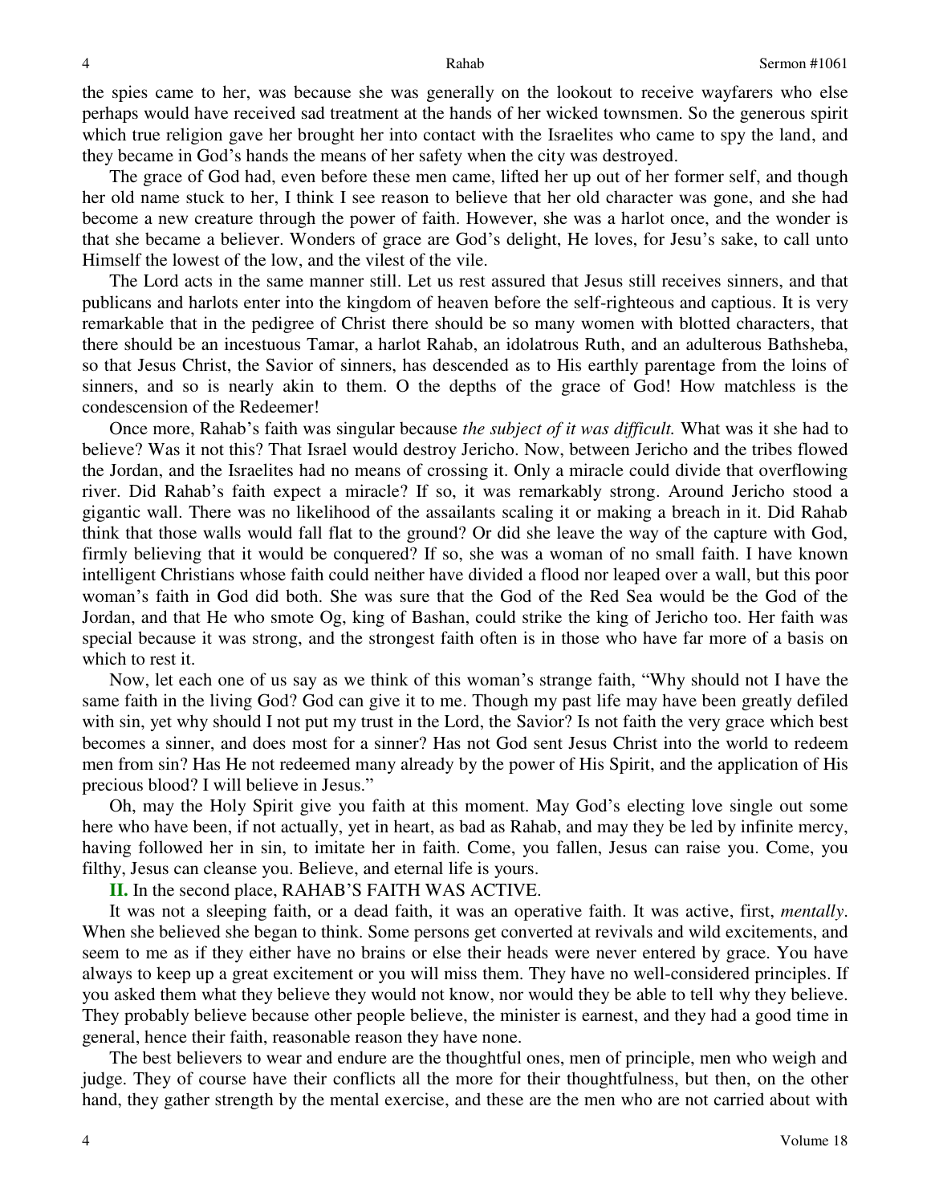the spies came to her, was because she was generally on the lookout to receive wayfarers who else perhaps would have received sad treatment at the hands of her wicked townsmen. So the generous spirit which true religion gave her brought her into contact with the Israelites who came to spy the land, and they became in God's hands the means of her safety when the city was destroyed.

The grace of God had, even before these men came, lifted her up out of her former self, and though her old name stuck to her, I think I see reason to believe that her old character was gone, and she had become a new creature through the power of faith. However, she was a harlot once, and the wonder is that she became a believer. Wonders of grace are God's delight, He loves, for Jesu's sake, to call unto Himself the lowest of the low, and the vilest of the vile.

The Lord acts in the same manner still. Let us rest assured that Jesus still receives sinners, and that publicans and harlots enter into the kingdom of heaven before the self-righteous and captious. It is very remarkable that in the pedigree of Christ there should be so many women with blotted characters, that there should be an incestuous Tamar, a harlot Rahab, an idolatrous Ruth, and an adulterous Bathsheba, so that Jesus Christ, the Savior of sinners, has descended as to His earthly parentage from the loins of sinners, and so is nearly akin to them. O the depths of the grace of God! How matchless is the condescension of the Redeemer!

Once more, Rahab's faith was singular because *the subject of it was difficult.* What was it she had to believe? Was it not this? That Israel would destroy Jericho. Now, between Jericho and the tribes flowed the Jordan, and the Israelites had no means of crossing it. Only a miracle could divide that overflowing river. Did Rahab's faith expect a miracle? If so, it was remarkably strong. Around Jericho stood a gigantic wall. There was no likelihood of the assailants scaling it or making a breach in it. Did Rahab think that those walls would fall flat to the ground? Or did she leave the way of the capture with God, firmly believing that it would be conquered? If so, she was a woman of no small faith. I have known intelligent Christians whose faith could neither have divided a flood nor leaped over a wall, but this poor woman's faith in God did both. She was sure that the God of the Red Sea would be the God of the Jordan, and that He who smote Og, king of Bashan, could strike the king of Jericho too. Her faith was special because it was strong, and the strongest faith often is in those who have far more of a basis on which to rest it.

Now, let each one of us say as we think of this woman's strange faith, "Why should not I have the same faith in the living God? God can give it to me. Though my past life may have been greatly defiled with sin, yet why should I not put my trust in the Lord, the Savior? Is not faith the very grace which best becomes a sinner, and does most for a sinner? Has not God sent Jesus Christ into the world to redeem men from sin? Has He not redeemed many already by the power of His Spirit, and the application of His precious blood? I will believe in Jesus."

Oh, may the Holy Spirit give you faith at this moment. May God's electing love single out some here who have been, if not actually, yet in heart, as bad as Rahab, and may they be led by infinite mercy, having followed her in sin, to imitate her in faith. Come, you fallen, Jesus can raise you. Come, you filthy, Jesus can cleanse you. Believe, and eternal life is yours.

**II.** In the second place, RAHAB'S FAITH WAS ACTIVE.

It was not a sleeping faith, or a dead faith, it was an operative faith. It was active, first, *mentally*. When she believed she began to think. Some persons get converted at revivals and wild excitements, and seem to me as if they either have no brains or else their heads were never entered by grace. You have always to keep up a great excitement or you will miss them. They have no well-considered principles. If you asked them what they believe they would not know, nor would they be able to tell why they believe. They probably believe because other people believe, the minister is earnest, and they had a good time in general, hence their faith, reasonable reason they have none.

The best believers to wear and endure are the thoughtful ones, men of principle, men who weigh and judge. They of course have their conflicts all the more for their thoughtfulness, but then, on the other hand, they gather strength by the mental exercise, and these are the men who are not carried about with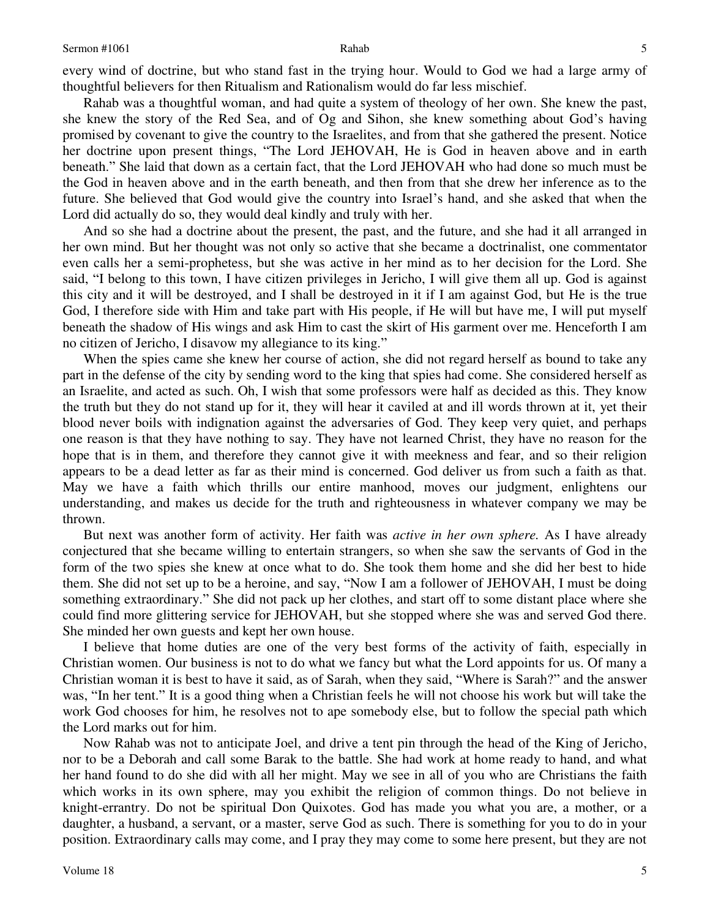every wind of doctrine, but who stand fast in the trying hour. Would to God we had a large army of thoughtful believers for then Ritualism and Rationalism would do far less mischief.

Rahab was a thoughtful woman, and had quite a system of theology of her own. She knew the past, she knew the story of the Red Sea, and of Og and Sihon, she knew something about God's having promised by covenant to give the country to the Israelites, and from that she gathered the present. Notice her doctrine upon present things, "The Lord JEHOVAH, He is God in heaven above and in earth beneath." She laid that down as a certain fact, that the Lord JEHOVAH who had done so much must be the God in heaven above and in the earth beneath, and then from that she drew her inference as to the future. She believed that God would give the country into Israel's hand, and she asked that when the Lord did actually do so, they would deal kindly and truly with her.

And so she had a doctrine about the present, the past, and the future, and she had it all arranged in her own mind. But her thought was not only so active that she became a doctrinalist, one commentator even calls her a semi-prophetess, but she was active in her mind as to her decision for the Lord. She said, "I belong to this town, I have citizen privileges in Jericho, I will give them all up. God is against this city and it will be destroyed, and I shall be destroyed in it if I am against God, but He is the true God, I therefore side with Him and take part with His people, if He will but have me, I will put myself beneath the shadow of His wings and ask Him to cast the skirt of His garment over me. Henceforth I am no citizen of Jericho, I disavow my allegiance to its king."

When the spies came she knew her course of action, she did not regard herself as bound to take any part in the defense of the city by sending word to the king that spies had come. She considered herself as an Israelite, and acted as such. Oh, I wish that some professors were half as decided as this. They know the truth but they do not stand up for it, they will hear it caviled at and ill words thrown at it, yet their blood never boils with indignation against the adversaries of God. They keep very quiet, and perhaps one reason is that they have nothing to say. They have not learned Christ, they have no reason for the hope that is in them, and therefore they cannot give it with meekness and fear, and so their religion appears to be a dead letter as far as their mind is concerned. God deliver us from such a faith as that. May we have a faith which thrills our entire manhood, moves our judgment, enlightens our understanding, and makes us decide for the truth and righteousness in whatever company we may be thrown.

But next was another form of activity. Her faith was *active in her own sphere.* As I have already conjectured that she became willing to entertain strangers, so when she saw the servants of God in the form of the two spies she knew at once what to do. She took them home and she did her best to hide them. She did not set up to be a heroine, and say, "Now I am a follower of JEHOVAH, I must be doing something extraordinary." She did not pack up her clothes, and start off to some distant place where she could find more glittering service for JEHOVAH, but she stopped where she was and served God there. She minded her own guests and kept her own house.

I believe that home duties are one of the very best forms of the activity of faith, especially in Christian women. Our business is not to do what we fancy but what the Lord appoints for us. Of many a Christian woman it is best to have it said, as of Sarah, when they said, "Where is Sarah?" and the answer was, "In her tent." It is a good thing when a Christian feels he will not choose his work but will take the work God chooses for him, he resolves not to ape somebody else, but to follow the special path which the Lord marks out for him.

Now Rahab was not to anticipate Joel, and drive a tent pin through the head of the King of Jericho, nor to be a Deborah and call some Barak to the battle. She had work at home ready to hand, and what her hand found to do she did with all her might. May we see in all of you who are Christians the faith which works in its own sphere, may you exhibit the religion of common things. Do not believe in knight-errantry. Do not be spiritual Don Quixotes. God has made you what you are, a mother, or a daughter, a husband, a servant, or a master, serve God as such. There is something for you to do in your position. Extraordinary calls may come, and I pray they may come to some here present, but they are not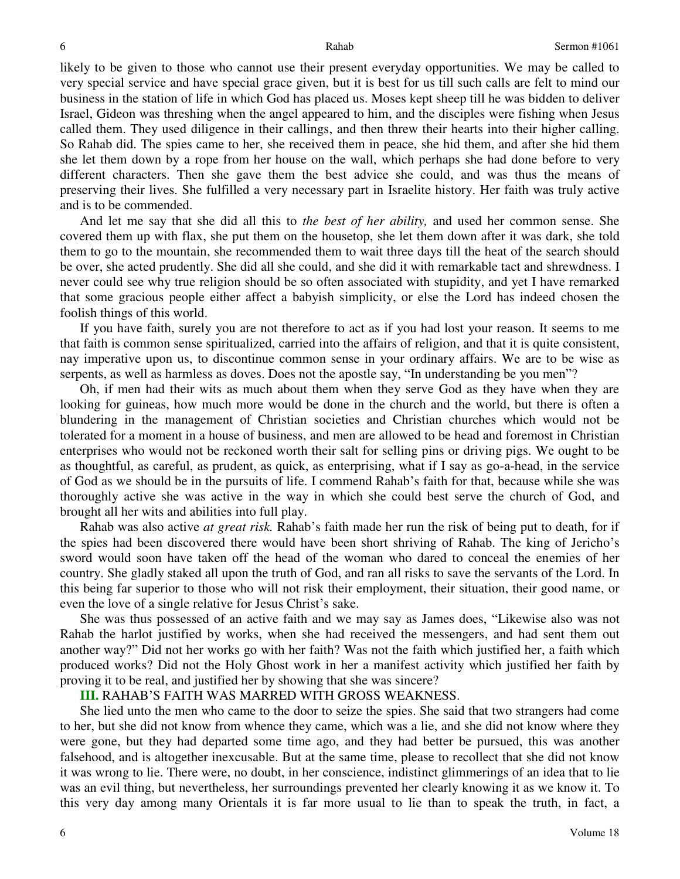likely to be given to those who cannot use their present everyday opportunities. We may be called to very special service and have special grace given, but it is best for us till such calls are felt to mind our business in the station of life in which God has placed us. Moses kept sheep till he was bidden to deliver Israel, Gideon was threshing when the angel appeared to him, and the disciples were fishing when Jesus called them. They used diligence in their callings, and then threw their hearts into their higher calling. So Rahab did. The spies came to her, she received them in peace, she hid them, and after she hid them she let them down by a rope from her house on the wall, which perhaps she had done before to very different characters. Then she gave them the best advice she could, and was thus the means of preserving their lives. She fulfilled a very necessary part in Israelite history. Her faith was truly active and is to be commended.

And let me say that she did all this to *the best of her ability,* and used her common sense. She covered them up with flax, she put them on the housetop, she let them down after it was dark, she told them to go to the mountain, she recommended them to wait three days till the heat of the search should be over, she acted prudently. She did all she could, and she did it with remarkable tact and shrewdness. I never could see why true religion should be so often associated with stupidity, and yet I have remarked that some gracious people either affect a babyish simplicity, or else the Lord has indeed chosen the foolish things of this world.

If you have faith, surely you are not therefore to act as if you had lost your reason. It seems to me that faith is common sense spiritualized, carried into the affairs of religion, and that it is quite consistent, nay imperative upon us, to discontinue common sense in your ordinary affairs. We are to be wise as serpents, as well as harmless as doves. Does not the apostle say, "In understanding be you men"?

Oh, if men had their wits as much about them when they serve God as they have when they are looking for guineas, how much more would be done in the church and the world, but there is often a blundering in the management of Christian societies and Christian churches which would not be tolerated for a moment in a house of business, and men are allowed to be head and foremost in Christian enterprises who would not be reckoned worth their salt for selling pins or driving pigs. We ought to be as thoughtful, as careful, as prudent, as quick, as enterprising, what if I say as go-a-head, in the service of God as we should be in the pursuits of life. I commend Rahab's faith for that, because while she was thoroughly active she was active in the way in which she could best serve the church of God, and brought all her wits and abilities into full play.

Rahab was also active *at great risk.* Rahab's faith made her run the risk of being put to death, for if the spies had been discovered there would have been short shriving of Rahab. The king of Jericho's sword would soon have taken off the head of the woman who dared to conceal the enemies of her country. She gladly staked all upon the truth of God, and ran all risks to save the servants of the Lord. In this being far superior to those who will not risk their employment, their situation, their good name, or even the love of a single relative for Jesus Christ's sake.

She was thus possessed of an active faith and we may say as James does, "Likewise also was not Rahab the harlot justified by works, when she had received the messengers, and had sent them out another way?" Did not her works go with her faith? Was not the faith which justified her, a faith which produced works? Did not the Holy Ghost work in her a manifest activity which justified her faith by proving it to be real, and justified her by showing that she was sincere?

**III.** RAHAB'S FAITH WAS MARRED WITH GROSS WEAKNESS.

She lied unto the men who came to the door to seize the spies. She said that two strangers had come to her, but she did not know from whence they came, which was a lie, and she did not know where they were gone, but they had departed some time ago, and they had better be pursued, this was another falsehood, and is altogether inexcusable. But at the same time, please to recollect that she did not know it was wrong to lie. There were, no doubt, in her conscience, indistinct glimmerings of an idea that to lie was an evil thing, but nevertheless, her surroundings prevented her clearly knowing it as we know it. To this very day among many Orientals it is far more usual to lie than to speak the truth, in fact, a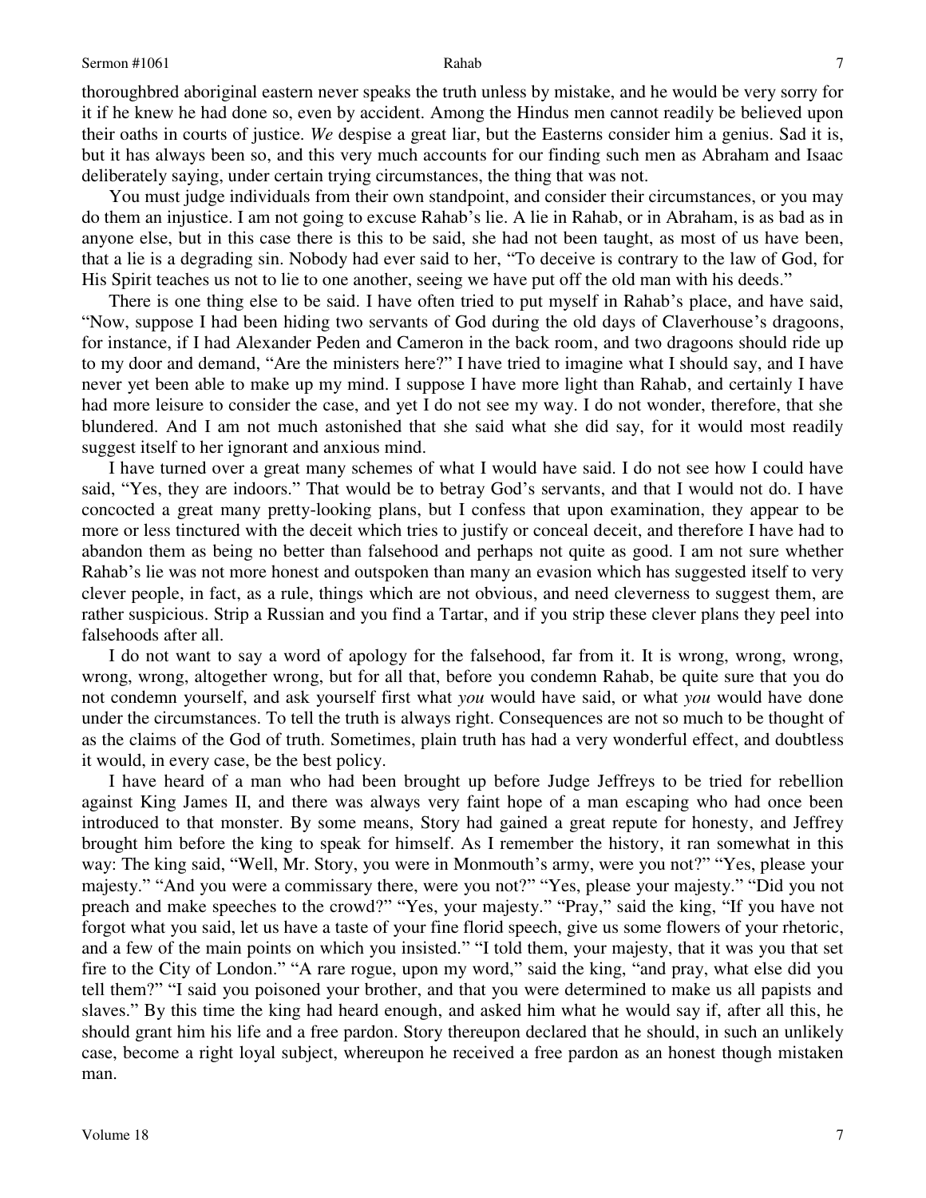thoroughbred aboriginal eastern never speaks the truth unless by mistake, and he would be very sorry for it if he knew he had done so, even by accident. Among the Hindus men cannot readily be believed upon their oaths in courts of justice. *We* despise a great liar, but the Easterns consider him a genius. Sad it is, but it has always been so, and this very much accounts for our finding such men as Abraham and Isaac deliberately saying, under certain trying circumstances, the thing that was not.

You must judge individuals from their own standpoint, and consider their circumstances, or you may do them an injustice. I am not going to excuse Rahab's lie. A lie in Rahab, or in Abraham, is as bad as in anyone else, but in this case there is this to be said, she had not been taught, as most of us have been, that a lie is a degrading sin. Nobody had ever said to her, "To deceive is contrary to the law of God, for His Spirit teaches us not to lie to one another, seeing we have put off the old man with his deeds."

There is one thing else to be said. I have often tried to put myself in Rahab's place, and have said, "Now, suppose I had been hiding two servants of God during the old days of Claverhouse's dragoons, for instance, if I had Alexander Peden and Cameron in the back room, and two dragoons should ride up to my door and demand, "Are the ministers here?" I have tried to imagine what I should say, and I have never yet been able to make up my mind. I suppose I have more light than Rahab, and certainly I have had more leisure to consider the case, and yet I do not see my way. I do not wonder, therefore, that she blundered. And I am not much astonished that she said what she did say, for it would most readily suggest itself to her ignorant and anxious mind.

I have turned over a great many schemes of what I would have said. I do not see how I could have said, "Yes, they are indoors." That would be to betray God's servants, and that I would not do. I have concocted a great many pretty-looking plans, but I confess that upon examination, they appear to be more or less tinctured with the deceit which tries to justify or conceal deceit, and therefore I have had to abandon them as being no better than falsehood and perhaps not quite as good. I am not sure whether Rahab's lie was not more honest and outspoken than many an evasion which has suggested itself to very clever people, in fact, as a rule, things which are not obvious, and need cleverness to suggest them, are rather suspicious. Strip a Russian and you find a Tartar, and if you strip these clever plans they peel into falsehoods after all.

I do not want to say a word of apology for the falsehood, far from it. It is wrong, wrong, wrong, wrong, wrong, altogether wrong, but for all that, before you condemn Rahab, be quite sure that you do not condemn yourself, and ask yourself first what *you* would have said, or what *you* would have done under the circumstances. To tell the truth is always right. Consequences are not so much to be thought of as the claims of the God of truth. Sometimes, plain truth has had a very wonderful effect, and doubtless it would, in every case, be the best policy.

I have heard of a man who had been brought up before Judge Jeffreys to be tried for rebellion against King James II, and there was always very faint hope of a man escaping who had once been introduced to that monster. By some means, Story had gained a great repute for honesty, and Jeffrey brought him before the king to speak for himself. As I remember the history, it ran somewhat in this way: The king said, "Well, Mr. Story, you were in Monmouth's army, were you not?" "Yes, please your majesty." "And you were a commissary there, were you not?" "Yes, please your majesty." "Did you not preach and make speeches to the crowd?" "Yes, your majesty." "Pray," said the king, "If you have not forgot what you said, let us have a taste of your fine florid speech, give us some flowers of your rhetoric, and a few of the main points on which you insisted." "I told them, your majesty, that it was you that set fire to the City of London." "A rare rogue, upon my word," said the king, "and pray, what else did you tell them?" "I said you poisoned your brother, and that you were determined to make us all papists and slaves." By this time the king had heard enough, and asked him what he would say if, after all this, he should grant him his life and a free pardon. Story thereupon declared that he should, in such an unlikely case, become a right loyal subject, whereupon he received a free pardon as an honest though mistaken man.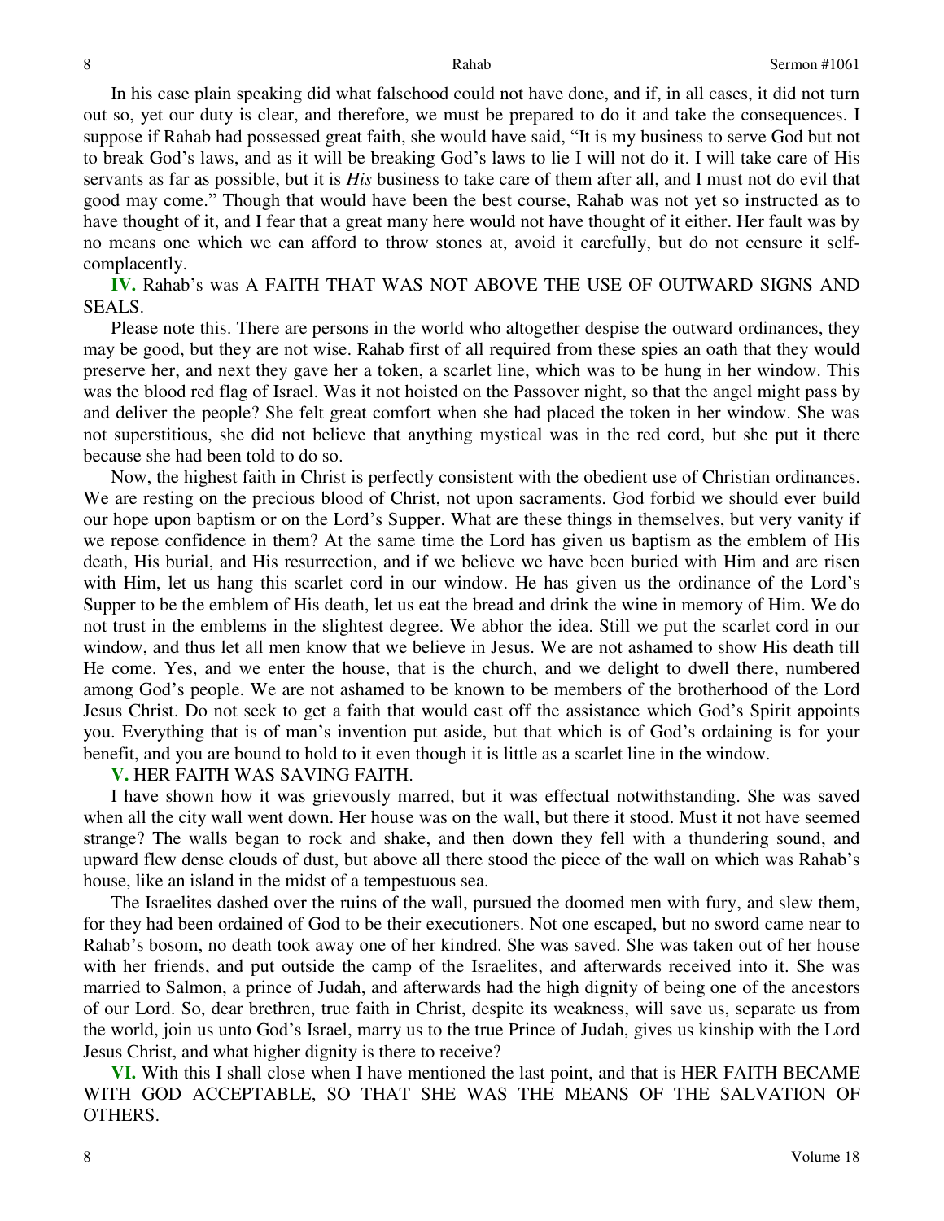In his case plain speaking did what falsehood could not have done, and if, in all cases, it did not turn out so, yet our duty is clear, and therefore, we must be prepared to do it and take the consequences. I suppose if Rahab had possessed great faith, she would have said, "It is my business to serve God but not to break God's laws, and as it will be breaking God's laws to lie I will not do it. I will take care of His servants as far as possible, but it is *His* business to take care of them after all, and I must not do evil that good may come." Though that would have been the best course, Rahab was not yet so instructed as to have thought of it, and I fear that a great many here would not have thought of it either. Her fault was by no means one which we can afford to throw stones at, avoid it carefully, but do not censure it self-complacently.

**IV.** Rahab's was A FAITH THAT WAS NOT ABOVE THE USE OF OUTWARD SIGNS AND SEALS.

Please note this. There are persons in the world who altogether despise the outward ordinances, they may be good, but they are not wise. Rahab first of all required from these spies an oath that they would preserve her, and next they gave her a token, a scarlet line, which was to be hung in her window. This was the blood red flag of Israel. Was it not hoisted on the Passover night, so that the angel might pass by and deliver the people? She felt great comfort when she had placed the token in her window. She was not superstitious, she did not believe that anything mystical was in the red cord, but she put it there because she had been told to do so.

Now, the highest faith in Christ is perfectly consistent with the obedient use of Christian ordinances. We are resting on the precious blood of Christ, not upon sacraments. God forbid we should ever build our hope upon baptism or on the Lord's Supper. What are these things in themselves, but very vanity if we repose confidence in them? At the same time the Lord has given us baptism as the emblem of His death, His burial, and His resurrection, and if we believe we have been buried with Him and are risen with Him, let us hang this scarlet cord in our window. He has given us the ordinance of the Lord's Supper to be the emblem of His death, let us eat the bread and drink the wine in memory of Him. We do not trust in the emblems in the slightest degree. We abhor the idea. Still we put the scarlet cord in our window, and thus let all men know that we believe in Jesus. We are not ashamed to show His death till He come. Yes, and we enter the house, that is the church, and we delight to dwell there, numbered among God's people. We are not ashamed to be known to be members of the brotherhood of the Lord Jesus Christ. Do not seek to get a faith that would cast off the assistance which God's Spirit appoints you. Everything that is of man's invention put aside, but that which is of God's ordaining is for your benefit, and you are bound to hold to it even though it is little as a scarlet line in the window.

**V.** HER FAITH WAS SAVING FAITH.

I have shown how it was grievously marred, but it was effectual notwithstanding. She was saved when all the city wall went down. Her house was on the wall, but there it stood. Must it not have seemed strange? The walls began to rock and shake, and then down they fell with a thundering sound, and upward flew dense clouds of dust, but above all there stood the piece of the wall on which was Rahab's house, like an island in the midst of a tempestuous sea.

The Israelites dashed over the ruins of the wall, pursued the doomed men with fury, and slew them, for they had been ordained of God to be their executioners. Not one escaped, but no sword came near to Rahab's bosom, no death took away one of her kindred. She was saved. She was taken out of her house with her friends, and put outside the camp of the Israelites, and afterwards received into it. She was married to Salmon, a prince of Judah, and afterwards had the high dignity of being one of the ancestors of our Lord. So, dear brethren, true faith in Christ, despite its weakness, will save us, separate us from the world, join us unto God's Israel, marry us to the true Prince of Judah, gives us kinship with the Lord Jesus Christ, and what higher dignity is there to receive?

**VI.** With this I shall close when I have mentioned the last point, and that is HER FAITH BECAME WITH GOD ACCEPTABLE, SO THAT SHE WAS THE MEANS OF THE SALVATION OF OTHERS.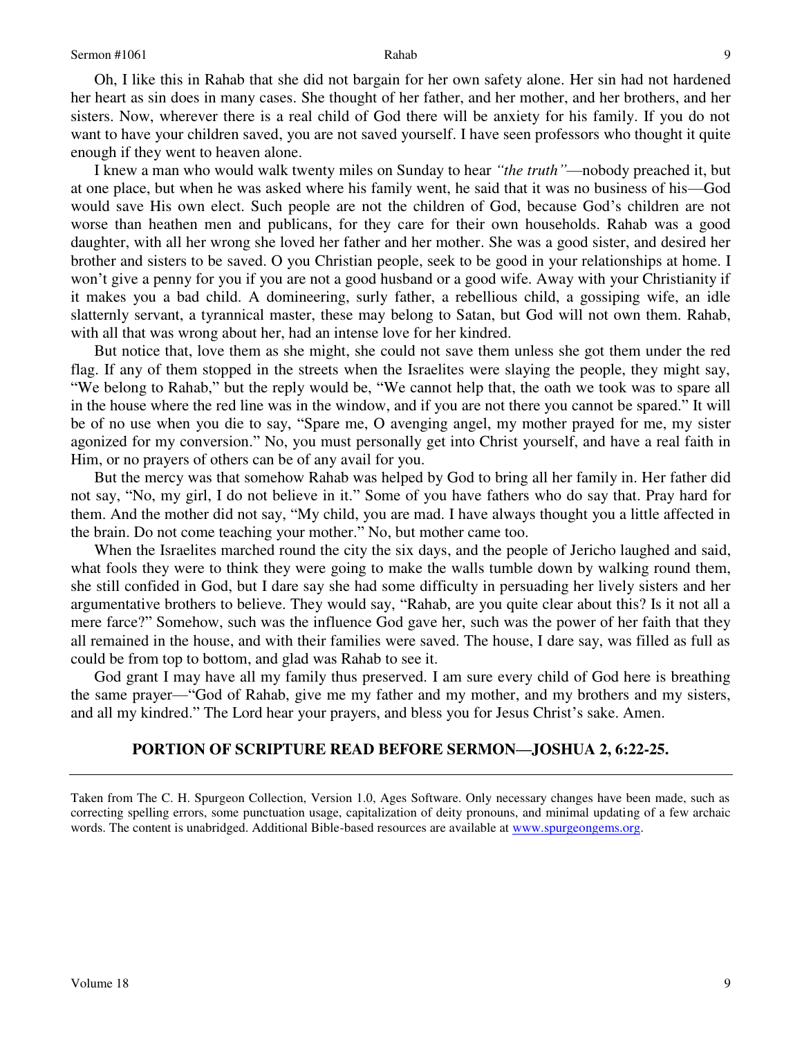Oh, I like this in Rahab that she did not bargain for her own safety alone. Her sin had not hardened her heart as sin does in many cases. She thought of her father, and her mother, and her brothers, and her sisters. Now, wherever there is a real child of God there will be anxiety for his family. If you do not want to have your children saved, you are not saved yourself. I have seen professors who thought it quite enough if they went to heaven alone.

I knew a man who would walk twenty miles on Sunday to hear *"the truth"*—nobody preached it, but at one place, but when he was asked where his family went, he said that it was no business of his—God would save His own elect. Such people are not the children of God, because God's children are not worse than heathen men and publicans, for they care for their own households. Rahab was a good daughter, with all her wrong she loved her father and her mother. She was a good sister, and desired her brother and sisters to be saved. O you Christian people, seek to be good in your relationships at home. I won't give a penny for you if you are not a good husband or a good wife. Away with your Christianity if it makes you a bad child. A domineering, surly father, a rebellious child, a gossiping wife, an idle slatternly servant, a tyrannical master, these may belong to Satan, but God will not own them. Rahab, with all that was wrong about her, had an intense love for her kindred.

But notice that, love them as she might, she could not save them unless she got them under the red flag. If any of them stopped in the streets when the Israelites were slaying the people, they might say, "We belong to Rahab," but the reply would be, "We cannot help that, the oath we took was to spare all in the house where the red line was in the window, and if you are not there you cannot be spared." It will be of no use when you die to say, "Spare me, O avenging angel, my mother prayed for me, my sister agonized for my conversion." No, you must personally get into Christ yourself, and have a real faith in Him, or no prayers of others can be of any avail for you.

But the mercy was that somehow Rahab was helped by God to bring all her family in. Her father did not say, "No, my girl, I do not believe in it." Some of you have fathers who do say that. Pray hard for them. And the mother did not say, "My child, you are mad. I have always thought you a little affected in the brain. Do not come teaching your mother." No, but mother came too.

When the Israelites marched round the city the six days, and the people of Jericho laughed and said, what fools they were to think they were going to make the walls tumble down by walking round them, she still confided in God, but I dare say she had some difficulty in persuading her lively sisters and her argumentative brothers to believe. They would say, "Rahab, are you quite clear about this? Is it not all a mere farce?" Somehow, such was the influence God gave her, such was the power of her faith that they all remained in the house, and with their families were saved. The house, I dare say, was filled as full as could be from top to bottom, and glad was Rahab to see it.

God grant I may have all my family thus preserved. I am sure every child of God here is breathing the same prayer—"God of Rahab, give me my father and my mother, and my brothers and my sisters, and all my kindred." The Lord hear your prayers, and bless you for Jesus Christ's sake. Amen.

## PORTION OF SCRIPTURE READ BEFORE SERMON—JOSHUA 2, 6:22-25.

---

Taken from The C. H. Spurgeon Collection, Version 1.0, Ages Software. Only necessary changes have been made, such as correcting spelling errors, some punctuation usage, capitalization of deity pronouns, and minimal updating of a few archaic words. The content is unabridged. Additional Bible-based resources are available at www.spurgeongems.org.